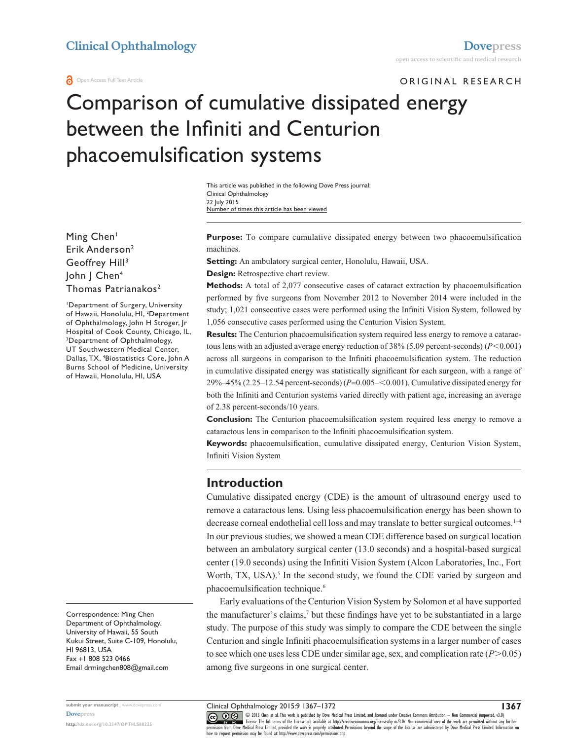ORIGINAL RESEARCH

# Comparison of cumulative dissipated energy between the Infiniti and Centurion phacoemulsification systems

This article was published in the following Dove Press journal:
Clinical Ophthalmology
22 July 2015
Number of times this article has been viewed

Ming Chen[1]
Erik Anderson[2]
Geoffrey Hill[3]
John J Chen[4]
Thomas Patrianakos[2]

[1]Department of Surgery, University of Hawaii, Honolulu, HI, [2]Department of Ophthalmology, John H Stroger, Jr Hospital of Cook County, Chicago, IL, [3]Department of Ophthalmology, UT Southwestern Medical Center, Dallas, TX, [4]Biostatistics Core, John A Burns School of Medicine, University of Hawaii, Honolulu, HI, USA

Correspondence: Ming Chen
Department of Ophthalmology, University of Hawaii, 55 South Kukui Street, Suite C-109, Honolulu, HI 96813, USA
Fax +1 808 523 0466
Email drmingchen808@gmail.com

**Purpose:** To compare cumulative dissipated energy between two phacoemulsification machines.

**Setting:** An ambulatory surgical center, Honolulu, Hawaii, USA.

**Design:** Retrospective chart review.

**Methods:** A total of 2,077 consecutive cases of cataract extraction by phacoemulsification performed by five surgeons from November 2012 to November 2014 were included in the study; 1,021 consecutive cases were performed using the Infiniti Vision System, followed by 1,056 consecutive cases performed using the Centurion Vision System.

**Results:** The Centurion phacoemulsification system required less energy to remove a cataractous lens with an adjusted average energy reduction of 38% (5.09 percent-seconds) ($P<0.001$) across all surgeons in comparison to the Infiniti phacoemulsification system. The reduction in cumulative dissipated energy was statistically significant for each surgeon, with a range of 29%–45% (2.25–12.54 percent-seconds) ($P$=0.005–<0.001). Cumulative dissipated energy for both the Infiniti and Centurion systems varied directly with patient age, increasing an average of 2.38 percent-seconds/10 years.

**Conclusion:** The Centurion phacoemulsification system required less energy to remove a cataractous lens in comparison to the Infiniti phacoemulsification system.

**Keywords:** phacoemulsification, cumulative dissipated energy, Centurion Vision System, Infiniti Vision System

## Introduction

Cumulative dissipated energy (CDE) is the amount of ultrasound energy used to remove a cataractous lens. Using less phacoemulsification energy has been shown to decrease corneal endothelial cell loss and may translate to better surgical outcomes.[1–4] In our previous studies, we showed a mean CDE difference based on surgical location between an ambulatory surgical center (13.0 seconds) and a hospital-based surgical center (19.0 seconds) using the Infiniti Vision System (Alcon Laboratories, Inc., Fort Worth, TX, USA).[5] In the second study, we found the CDE varied by surgeon and phacoemulsification technique.[6]

Early evaluations of the Centurion Vision System by Solomon et al have supported the manufacturer's claims,[7] but these findings have yet to be substantiated in a large study. The purpose of this study was simply to compare the CDE between the single Centurion and single Infiniti phacoemulsification systems in a larger number of cases to see which one uses less CDE under similar age, sex, and complication rate ($P>0.05$) among five surgeons in one surgical center.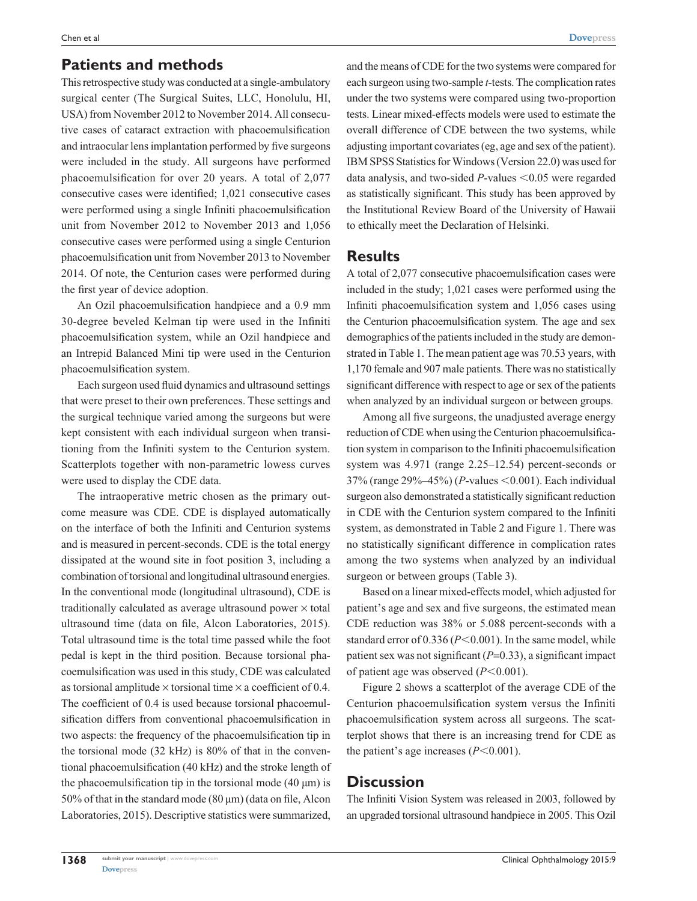## Patients and methods

This retrospective study was conducted at a single-ambulatory surgical center (The Surgical Suites, LLC, Honolulu, HI, USA) from November 2012 to November 2014. All consecutive cases of cataract extraction with phacoemulsification and intraocular lens implantation performed by five surgeons were included in the study. All surgeons have performed phacoemulsification for over 20 years. A total of 2,077 consecutive cases were identified; 1,021 consecutive cases were performed using a single Infiniti phacoemulsification unit from November 2012 to November 2013 and 1,056 consecutive cases were performed using a single Centurion phacoemulsification unit from November 2013 to November 2014. Of note, the Centurion cases were performed during the first year of device adoption.

An Ozil phacoemulsification handpiece and a 0.9 mm 30-degree beveled Kelman tip were used in the Infiniti phacoemulsification system, while an Ozil handpiece and an Intrepid Balanced Mini tip were used in the Centurion phacoemulsification system.

Each surgeon used fluid dynamics and ultrasound settings that were preset to their own preferences. These settings and the surgical technique varied among the surgeons but were kept consistent with each individual surgeon when transitioning from the Infiniti system to the Centurion system. Scatterplots together with non-parametric lowess curves were used to display the CDE data.

The intraoperative metric chosen as the primary outcome measure was CDE. CDE is displayed automatically on the interface of both the Infiniti and Centurion systems and is measured in percent-seconds. CDE is the total energy dissipated at the wound site in foot position 3, including a combination of torsional and longitudinal ultrasound energies. In the conventional mode (longitudinal ultrasound), CDE is traditionally calculated as average ultrasound power × total ultrasound time (data on file, Alcon Laboratories, 2015). Total ultrasound time is the total time passed while the foot pedal is kept in the third position. Because torsional phacoemulsification was used in this study, CDE was calculated as torsional amplitude × torsional time × a coefficient of 0.4. The coefficient of 0.4 is used because torsional phacoemulsification differs from conventional phacoemulsification in two aspects: the frequency of the phacoemulsification tip in the torsional mode (32 kHz) is 80% of that in the conventional phacoemulsification (40 kHz) and the stroke length of the phacoemulsification tip in the torsional mode (40 μm) is 50% of that in the standard mode (80 μm) (data on file, Alcon Laboratories, 2015). Descriptive statistics were summarized, and the means of CDE for the two systems were compared for each surgeon using two-sample *t*-tests. The complication rates under the two systems were compared using two-proportion tests. Linear mixed-effects models were used to estimate the overall difference of CDE between the two systems, while adjusting important covariates (eg, age and sex of the patient). IBM SPSS Statistics for Windows (Version 22.0) was used for data analysis, and two-sided *P*-values $<0.05$ were regarded as statistically significant. This study has been approved by the Institutional Review Board of the University of Hawaii to ethically meet the Declaration of Helsinki.

## Results

A total of 2,077 consecutive phacoemulsification cases were included in the study; 1,021 cases were performed using the Infiniti phacoemulsification system and 1,056 cases using the Centurion phacoemulsification system. The age and sex demographics of the patients included in the study are demonstrated in Table 1. The mean patient age was 70.53 years, with 1,170 female and 907 male patients. There was no statistically significant difference with respect to age or sex of the patients when analyzed by an individual surgeon or between groups.

Among all five surgeons, the unadjusted average energy reduction of CDE when using the Centurion phacoemulsification system in comparison to the Infiniti phacoemulsification system was 4.971 (range 2.25–12.54) percent-seconds or 37% (range 29%–45%) (*P*-values $<0.001$). Each individual surgeon also demonstrated a statistically significant reduction in CDE with the Centurion system compared to the Infiniti system, as demonstrated in Table 2 and Figure 1. There was no statistically significant difference in complication rates among the two systems when analyzed by an individual surgeon or between groups (Table 3).

Based on a linear mixed-effects model, which adjusted for patient's age and sex and five surgeons, the estimated mean CDE reduction was 38% or 5.088 percent-seconds with a standard error of 0.336 ($P<0.001$). In the same model, while patient sex was not significant ($P=0.33$), a significant impact of patient age was observed ($P<0.001$).

Figure 2 shows a scatterplot of the average CDE of the Centurion phacoemulsification system versus the Infiniti phacoemulsification system across all surgeons. The scatterplot shows that there is an increasing trend for CDE as the patient's age increases ($P<0.001$).

## Discussion

The Infiniti Vision System was released in 2003, followed by an upgraded torsional ultrasound handpiece in 2005. This Ozil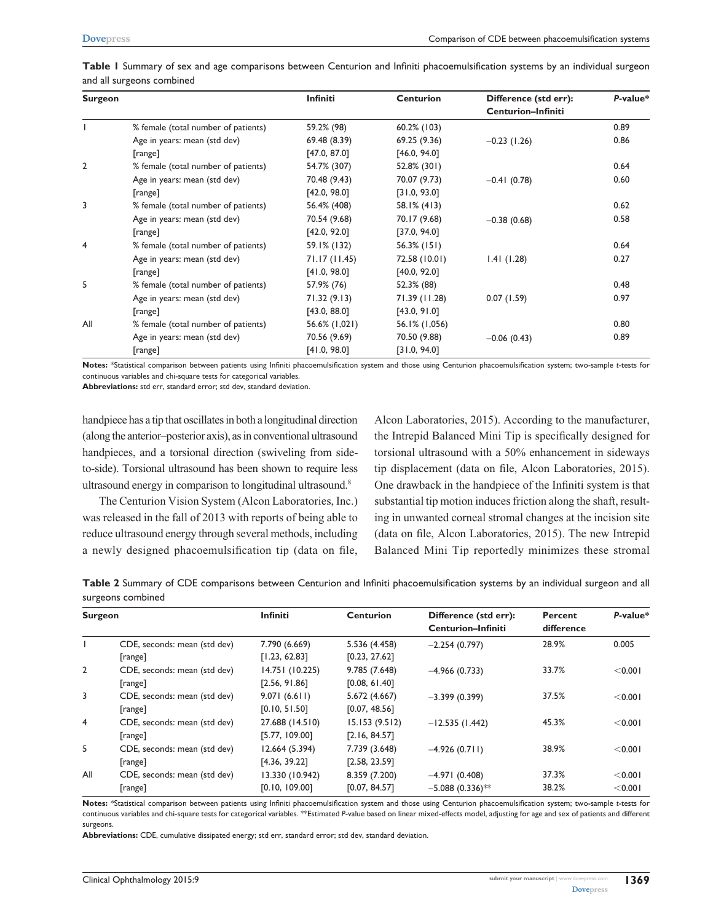**Table 1** Summary of sex and age comparisons between Centurion and Infiniti phacoemulsification systems by an individual surgeon and all surgeons combined

| Surgeon | | Infiniti | Centurion | Difference (std err): Centurion–Infiniti | *P*-value* |
|---|---|---|---|---|---|
| 1 | % female (total number of patients) | 59.2% (98) | 60.2% (103) | | 0.89 |
| | Age in years: mean (std dev) | 69.48 (8.39) | 69.25 (9.36) | −0.23 (1.26) | 0.86 |
| | [range] | [47.0, 87.0] | [46.0, 94.0] | | |
| 2 | % female (total number of patients) | 54.7% (307) | 52.8% (301) | | 0.64 |
| | Age in years: mean (std dev) | 70.48 (9.43) | 70.07 (9.73) | −0.41 (0.78) | 0.60 |
| | [range] | [42.0, 98.0] | [31.0, 93.0] | | |
| 3 | % female (total number of patients) | 56.4% (408) | 58.1% (413) | | 0.62 |
| | Age in years: mean (std dev) | 70.54 (9.68) | 70.17 (9.68) | −0.38 (0.68) | 0.58 |
| | [range] | [42.0, 92.0] | [37.0, 94.0] | | |
| 4 | % female (total number of patients) | 59.1% (132) | 56.3% (151) | | 0.64 |
| | Age in years: mean (std dev) | 71.17 (11.45) | 72.58 (10.01) | 1.41 (1.28) | 0.27 |
| | [range] | [41.0, 98.0] | [40.0, 92.0] | | |
| 5 | % female (total number of patients) | 57.9% (76) | 52.3% (88) | | 0.48 |
| | Age in years: mean (std dev) | 71.32 (9.13) | 71.39 (11.28) | 0.07 (1.59) | 0.97 |
| | [range] | [43.0, 88.0] | [43.0, 91.0] | | |
| All | % female (total number of patients) | 56.6% (1,021) | 56.1% (1,056) | | 0.80 |
| | Age in years: mean (std dev) | 70.56 (9.69) | 70.50 (9.88) | −0.06 (0.43) | 0.89 |
| | [range] | [41.0, 98.0] | [31.0, 94.0] | | |

**Notes:** *Statistical comparison between patients using Infiniti phacoemulsification system and those using Centurion phacoemulsification system; two-sample *t*-tests for continuous variables and chi-square tests for categorical variables.
**Abbreviations:** std err, standard error; std dev, standard deviation.

handpiece has a tip that oscillates in both a longitudinal direction (along the anterior–posterior axis), as in conventional ultrasound handpieces, and a torsional direction (swiveling from side-to-side). Torsional ultrasound has been shown to require less ultrasound energy in comparison to longitudinal ultrasound.[8]

The Centurion Vision System (Alcon Laboratories, Inc.) was released in the fall of 2013 with reports of being able to reduce ultrasound energy through several methods, including a newly designed phacoemulsification tip (data on file, Alcon Laboratories, 2015). According to the manufacturer, the Intrepid Balanced Mini Tip is specifically designed for torsional ultrasound with a 50% enhancement in sideways tip displacement (data on file, Alcon Laboratories, 2015). One drawback in the handpiece of the Infiniti system is that substantial tip motion induces friction along the shaft, resulting in unwanted corneal stromal changes at the incision site (data on file, Alcon Laboratories, 2015). The new Intrepid Balanced Mini Tip reportedly minimizes these stromal

**Table 2** Summary of CDE comparisons between Centurion and Infiniti phacoemulsification systems by an individual surgeon and all surgeons combined

| Surgeon | | Infiniti | Centurion | Difference (std err): Centurion–Infiniti | Percent difference | *P*-value* |
|---|---|---|---|---|---|---|
| 1 | CDE, seconds: mean (std dev) | 7.790 (6.669) | 5.536 (4.458) | −2.254 (0.797) | 28.9% | 0.005 |
| | [range] | [1.23, 62.83] | [0.23, 27.62] | | | |
| 2 | CDE, seconds: mean (std dev) | 14.751 (10.225) | 9.785 (7.648) | −4.966 (0.733) | 33.7% | <0.001 |
| | [range] | [2.56, 91.86] | [0.08, 61.40] | | | |
| 3 | CDE, seconds: mean (std dev) | 9.071 (6.611) | 5.672 (4.667) | −3.399 (0.399) | 37.5% | <0.001 |
| | [range] | [0.10, 51.50] | [0.07, 48.56] | | | |
| 4 | CDE, seconds: mean (std dev) | 27.688 (14.510) | 15.153 (9.512) | −12.535 (1.442) | 45.3% | <0.001 |
| | [range] | [5.77, 109.00] | [2.16, 84.57] | | | |
| 5 | CDE, seconds: mean (std dev) | 12.664 (5.394) | 7.739 (3.648) | −4.926 (0.711) | 38.9% | <0.001 |
| | [range] | [4.36, 39.22] | [2.58, 23.59] | | | |
| All | CDE, seconds: mean (std dev) | 13.330 (10.942) | 8.359 (7.200) | −4.971 (0.408) | 37.3% | <0.001 |
| | [range] | [0.10, 109.00] | [0.07, 84.57] | −5.088 (0.336)** | 38.2% | <0.001 |

**Notes:** *Statistical comparison between patients using Infiniti phacoemulsification system and those using Centurion phacoemulsification system; two-sample *t*-tests for continuous variables and chi-square tests for categorical variables. **Estimated *P*-value based on linear mixed-effects model, adjusting for age and sex of patients and different surgeons.
**Abbreviations:** CDE, cumulative dissipated energy; std err, standard error; std dev, standard deviation.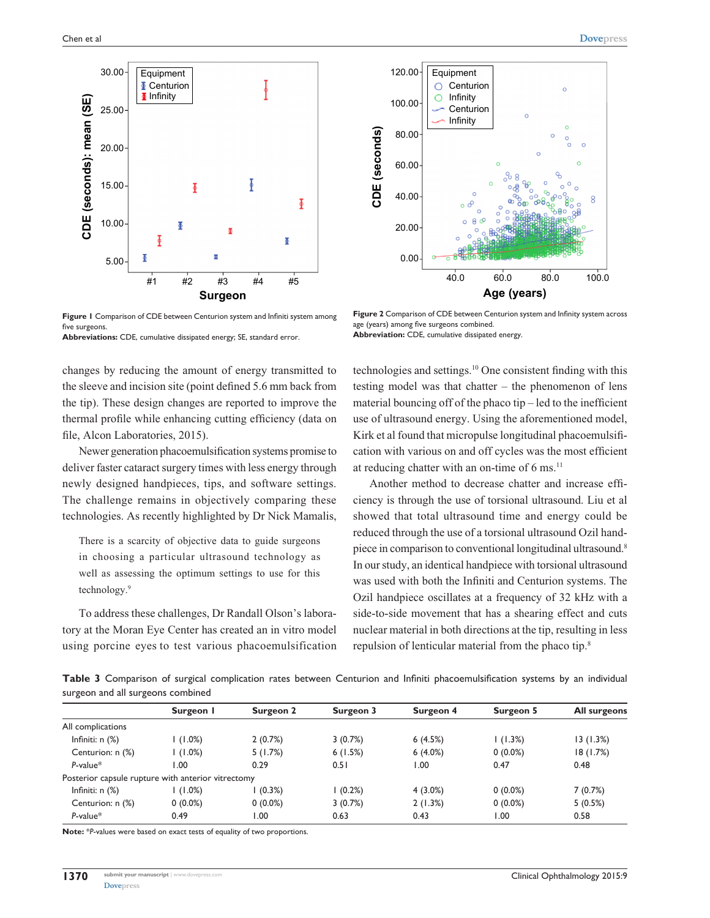Equipment
Centurion
Infinity

CDE (seconds): mean (SE)

30.00
25.00
20.00
15.00
10.00
5.00

#1
#2
#3
#4
#5

Surgeon

**Figure 1** Comparison of CDE between Centurion system and Infiniti system among five surgeons.
**Abbreviations:** CDE, cumulative dissipated energy; SE, standard error.

Equipment
Centurion
Infinity
Centurion
Infinity

CDE (seconds)

120.00
100.00
80.00
60.00
40.00
20.00
0.00

40.0
60.0
80.0
100.0

Age (years)

**Figure 2** Comparison of CDE between Centurion system and Infinity system across age (years) among five surgeons combined.
**Abbreviation:** CDE, cumulative dissipated energy.

changes by reducing the amount of energy transmitted to the sleeve and incision site (point defined 5.6 mm back from the tip). These design changes are reported to improve the thermal profile while enhancing cutting efficiency (data on file, Alcon Laboratories, 2015).

Newer generation phacoemulsification systems promise to deliver faster cataract surgery times with less energy through newly designed handpieces, tips, and software settings. The challenge remains in objectively comparing these technologies. As recently highlighted by Dr Nick Mamalis,

> There is a scarcity of objective data to guide surgeons in choosing a particular ultrasound technology as well as assessing the optimum settings to use for this technology.[9]

To address these challenges, Dr Randall Olson's laboratory at the Moran Eye Center has created an in vitro model using porcine eyes to test various phacoemulsification technologies and settings.[10] One consistent finding with this testing model was that chatter – the phenomenon of lens material bouncing off of the phaco tip – led to the inefficient use of ultrasound energy. Using the aforementioned model, Kirk et al found that micropulse longitudinal phacoemulsification with various on and off cycles was the most efficient at reducing chatter with an on-time of 6 ms.[11]

Another method to decrease chatter and increase efficiency is through the use of torsional ultrasound. Liu et al showed that total ultrasound time and energy could be reduced through the use of a torsional ultrasound Ozil handpiece in comparison to conventional longitudinal ultrasound.[8] In our study, an identical handpiece with torsional ultrasound was used with both the Infiniti and Centurion systems. The Ozil handpiece oscillates at a frequency of 32 kHz with a side-to-side movement that has a shearing effect and cuts nuclear material in both directions at the tip, resulting in less repulsion of lenticular material from the phaco tip.[8]

**Table 3** Comparison of surgical complication rates between Centurion and Infiniti phacoemulsification systems by an individual surgeon and all surgeons combined

| | Surgeon 1 | Surgeon 2 | Surgeon 3 | Surgeon 4 | Surgeon 5 | All surgeons |
|---|---|---|---|---|---|---|
| All complications | | | | | | |
| Infiniti: n (%) | 1 (1.0%) | 2 (0.7%) | 3 (0.7%) | 6 (4.5%) | 1 (1.3%) | 13 (1.3%) |
| Centurion: n (%) | 1 (1.0%) | 5 (1.7%) | 6 (1.5%) | 6 (4.0%) | 0 (0.0%) | 18 (1.7%) |
| *P*-value* | 1.00 | 0.29 | 0.51 | 1.00 | 0.47 | 0.48 |
| Posterior capsule rupture with anterior vitrectomy | | | | | | |
| Infiniti: n (%) | 1 (1.0%) | 1 (0.3%) | 1 (0.2%) | 4 (3.0%) | 0 (0.0%) | 7 (0.7%) |
| Centurion: n (%) | 0 (0.0%) | 0 (0.0%) | 3 (0.7%) | 2 (1.3%) | 0 (0.0%) | 5 (0.5%) |
| *P*-value* | 0.49 | 1.00 | 0.63 | 0.43 | 1.00 | 0.58 |

**Note:** **P*-values were based on exact tests of equality of two proportions.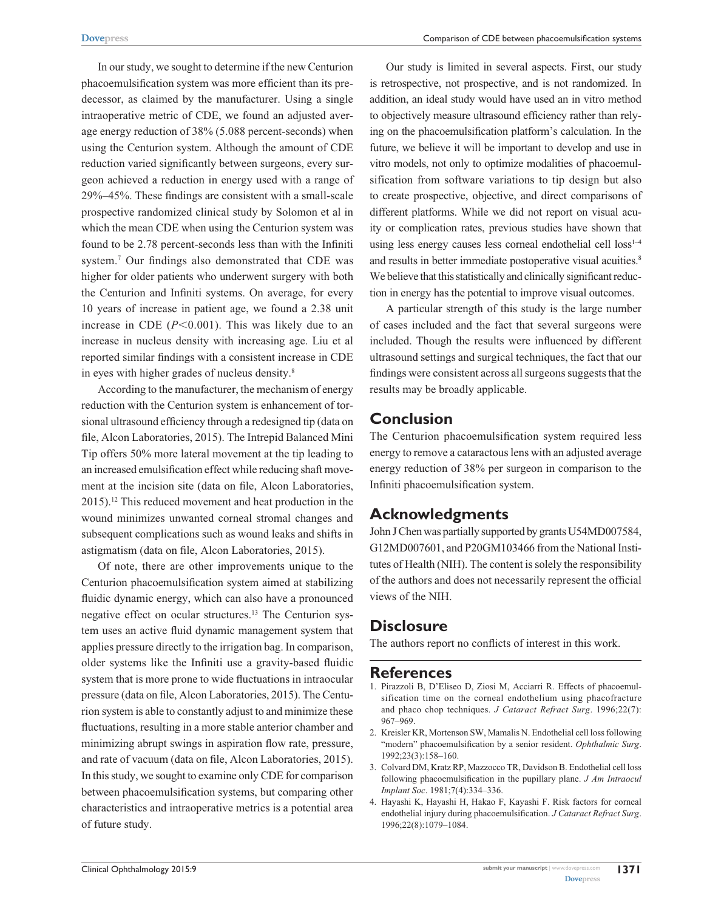In our study, we sought to determine if the new Centurion phacoemulsification system was more efficient than its predecessor, as claimed by the manufacturer. Using a single intraoperative metric of CDE, we found an adjusted average energy reduction of 38% (5.088 percent-seconds) when using the Centurion system. Although the amount of CDE reduction varied significantly between surgeons, every surgeon achieved a reduction in energy used with a range of 29%–45%. These findings are consistent with a small-scale prospective randomized clinical study by Solomon et al in which the mean CDE when using the Centurion system was found to be 2.78 percent-seconds less than with the Infiniti system.[7] Our findings also demonstrated that CDE was higher for older patients who underwent surgery with both the Centurion and Infiniti systems. On average, for every 10 years of increase in patient age, we found a 2.38 unit increase in CDE ($P<0.001$). This was likely due to an increase in nucleus density with increasing age. Liu et al reported similar findings with a consistent increase in CDE in eyes with higher grades of nucleus density.[8]

According to the manufacturer, the mechanism of energy reduction with the Centurion system is enhancement of torsional ultrasound efficiency through a redesigned tip (data on file, Alcon Laboratories, 2015). The Intrepid Balanced Mini Tip offers 50% more lateral movement at the tip leading to an increased emulsification effect while reducing shaft movement at the incision site (data on file, Alcon Laboratories, 2015).[12] This reduced movement and heat production in the wound minimizes unwanted corneal stromal changes and subsequent complications such as wound leaks and shifts in astigmatism (data on file, Alcon Laboratories, 2015).

Of note, there are other improvements unique to the Centurion phacoemulsification system aimed at stabilizing fluidic dynamic energy, which can also have a pronounced negative effect on ocular structures.[13] The Centurion system uses an active fluid dynamic management system that applies pressure directly to the irrigation bag. In comparison, older systems like the Infiniti use a gravity-based fluidic system that is more prone to wide fluctuations in intraocular pressure (data on file, Alcon Laboratories, 2015). The Centurion system is able to constantly adjust to and minimize these fluctuations, resulting in a more stable anterior chamber and minimizing abrupt swings in aspiration flow rate, pressure, and rate of vacuum (data on file, Alcon Laboratories, 2015). In this study, we sought to examine only CDE for comparison between phacoemulsification systems, but comparing other characteristics and intraoperative metrics is a potential area of future study.

Our study is limited in several aspects. First, our study is retrospective, not prospective, and is not randomized. In addition, an ideal study would have used an in vitro method to objectively measure ultrasound efficiency rather than relying on the phacoemulsification platform's calculation. In the future, we believe it will be important to develop and use in vitro models, not only to optimize modalities of phacoemulsification from software variations to tip design but also to create prospective, objective, and direct comparisons of different platforms. While we did not report on visual acuity or complication rates, previous studies have shown that using less energy causes less corneal endothelial cell loss[1–4] and results in better immediate postoperative visual acuities.[8] We believe that this statistically and clinically significant reduction in energy has the potential to improve visual outcomes.

A particular strength of this study is the large number of cases included and the fact that several surgeons were included. Though the results were influenced by different ultrasound settings and surgical techniques, the fact that our findings were consistent across all surgeons suggests that the results may be broadly applicable.

## Conclusion

The Centurion phacoemulsification system required less energy to remove a cataractous lens with an adjusted average energy reduction of 38% per surgeon in comparison to the Infiniti phacoemulsification system.

## Acknowledgments

John J Chen was partially supported by grants U54MD007584, G12MD007601, and P20GM103466 from the National Institutes of Health (NIH). The content is solely the responsibility of the authors and does not necessarily represent the official views of the NIH.

## Disclosure

The authors report no conflicts of interest in this work.

## References

1. Pirazzoli B, D'Eliseo D, Ziosi M, Acciarri R. Effects of phacoemulsification time on the corneal endothelium using phacofracture and phaco chop techniques. *J Cataract Refract Surg*. 1996;22(7): 967–969.
2. Kreisler KR, Mortenson SW, Mamalis N. Endothelial cell loss following "modern" phacoemulsification by a senior resident. *Ophthalmic Surg*. 1992;23(3):158–160.
3. Colvard DM, Kratz RP, Mazzocco TR, Davidson B. Endothelial cell loss following phacoemulsification in the pupillary plane. *J Am Intraocul Implant Soc*. 1981;7(4):334–336.
4. Hayashi K, Hayashi H, Hakao F, Kayashi F. Risk factors for corneal endothelial injury during phacoemulsification. *J Cataract Refract Surg*. 1996;22(8):1079–1084.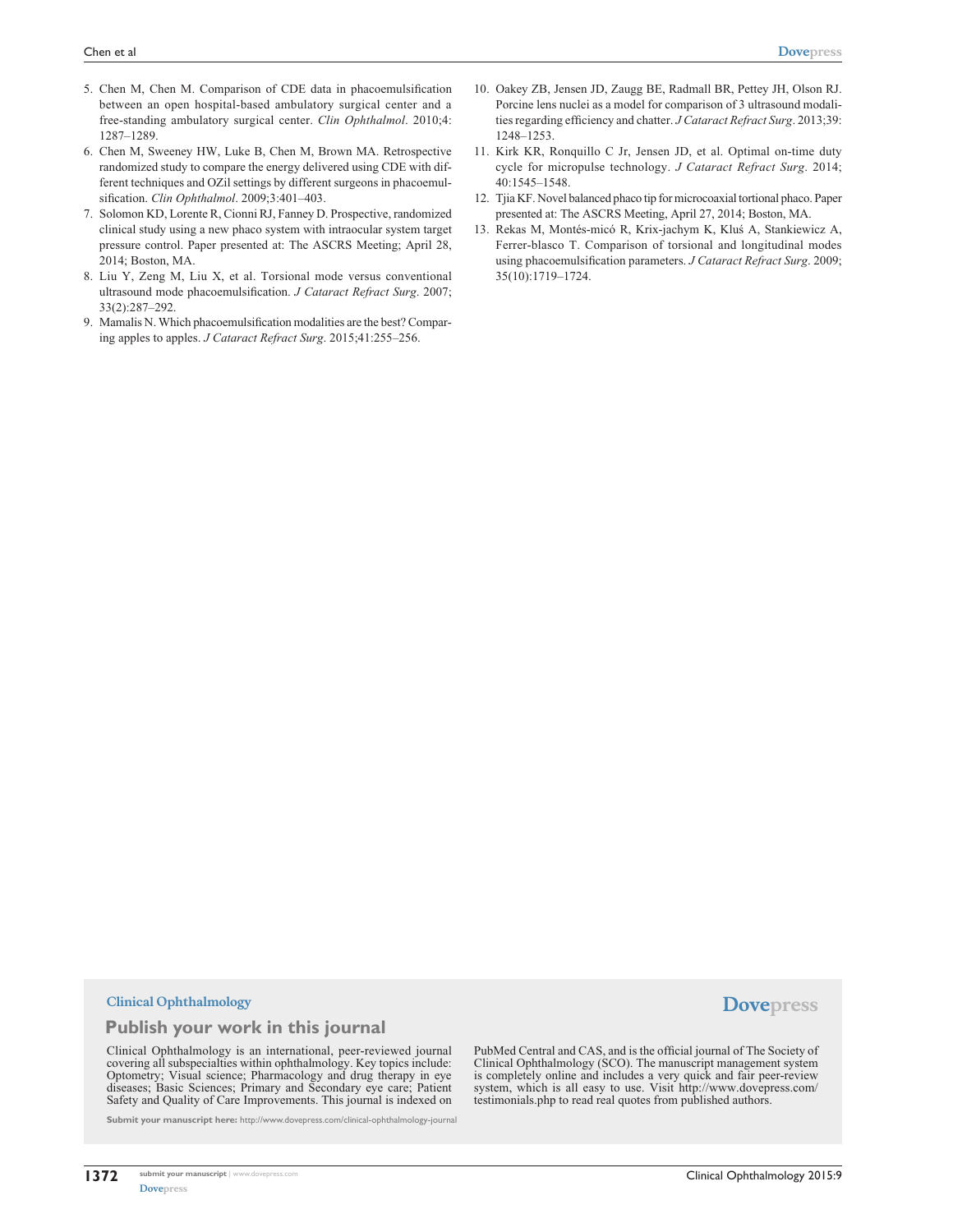5. Chen M, Chen M. Comparison of CDE data in phacoemulsification between an open hospital-based ambulatory surgical center and a free-standing ambulatory surgical center. *Clin Ophthalmol*. 2010;4: 1287–1289.
6. Chen M, Sweeney HW, Luke B, Chen M, Brown MA. Retrospective randomized study to compare the energy delivered using CDE with different techniques and OZil settings by different surgeons in phacoemulsification. *Clin Ophthalmol*. 2009;3:401–403.
7. Solomon KD, Lorente R, Cionni RJ, Fanney D. Prospective, randomized clinical study using a new phaco system with intraocular system target pressure control. Paper presented at: The ASCRS Meeting; April 28, 2014; Boston, MA.
8. Liu Y, Zeng M, Liu X, et al. Torsional mode versus conventional ultrasound mode phacoemulsification. *J Cataract Refract Surg*. 2007; 33(2):287–292.
9. Mamalis N. Which phacoemulsification modalities are the best? Comparing apples to apples. *J Cataract Refract Surg*. 2015;41:255–256.
10. Oakey ZB, Jensen JD, Zaugg BE, Radmall BR, Pettey JH, Olson RJ. Porcine lens nuclei as a model for comparison of 3 ultrasound modalities regarding efficiency and chatter. *J Cataract Refract Surg*. 2013;39: 1248–1253.
11. Kirk KR, Ronquillo C Jr, Jensen JD, et al. Optimal on-time duty cycle for micropulse technology. *J Cataract Refract Surg*. 2014; 40:1545–1548.
12. Tjia KF. Novel balanced phaco tip for microcoaxial tortional phaco. Paper presented at: The ASCRS Meeting, April 27, 2014; Boston, MA.
13. Rekas M, Montés-micó R, Krix-jachym K, Kluś A, Stankiewicz A, Ferrer-blasco T. Comparison of torsional and longitudinal modes using phacoemulsification parameters. *J Cataract Refract Surg*. 2009; 35(10):1719–1724.

**Clinical Ophthalmology**

**Dovepress**

## Publish your work in this journal

Clinical Ophthalmology is an international, peer-reviewed journal covering all subspecialties within ophthalmology. Key topics include: Optometry; Visual science; Pharmacology and drug therapy in eye diseases; Basic Sciences; Primary and Secondary eye care; Patient Safety and Quality of Care Improvements. This journal is indexed on PubMed Central and CAS, and is the official journal of The Society of Clinical Ophthalmology (SCO). The manuscript management system is completely online and includes a very quick and fair peer-review system, which is all easy to use. Visit http://www.dovepress.com/testimonials.php to read real quotes from published authors.

**Submit your manuscript here:** http://www.dovepress.com/clinical-ophthalmology-journal